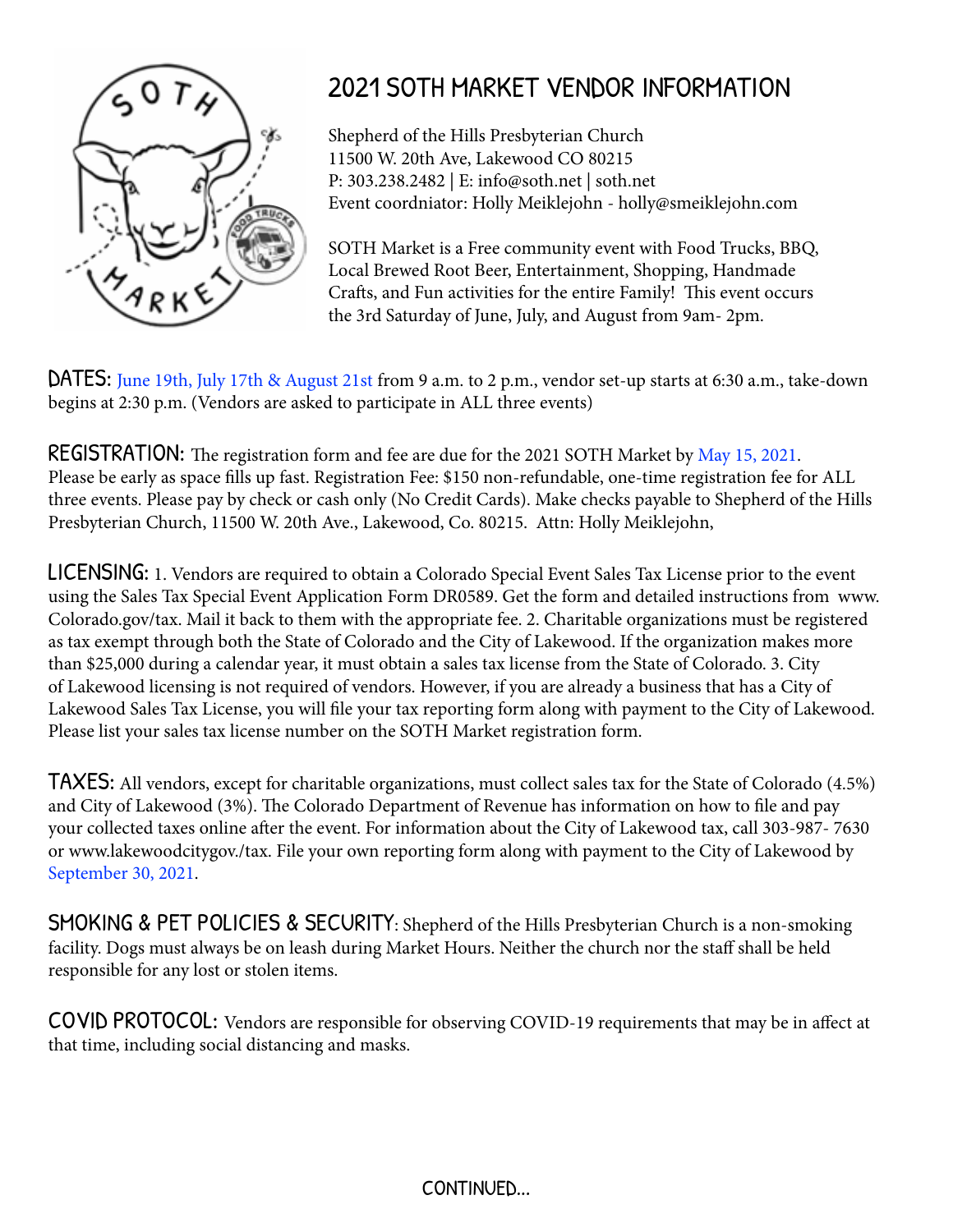# 2021 SOTH MARKET VENDOR INFORMATION

Shepherd of the Hills Presbyterian Church
11500 W. 20th Ave, Lakewood CO 80215
P: 303.238.2482 | E: info@soth.net | soth.net
Event coordniator: Holly Meiklejohn - holly@smeiklejohn.com

SOTH Market is a Free community event with Food Trucks, BBQ, Local Brewed Root Beer, Entertainment, Shopping, Handmade Crafts, and Fun activities for the entire Family! This event occurs the 3rd Saturday of June, July, and August from 9am- 2pm.

**DATES:** June 19th, July 17th & August 21st from 9 a.m. to 2 p.m., vendor set-up starts at 6:30 a.m., take-down begins at 2:30 p.m. (Vendors are asked to participate in ALL three events)

**REGISTRATION:** The registration form and fee are due for the 2021 SOTH Market by May 15, 2021. Please be early as space fills up fast. Registration Fee: $150 non-refundable, one-time registration fee for ALL three events. Please pay by check or cash only (No Credit Cards). Make checks payable to Shepherd of the Hills Presbyterian Church, 11500 W. 20th Ave., Lakewood, Co. 80215. Attn: Holly Meiklejohn,

**LICENSING:** 1. Vendors are required to obtain a Colorado Special Event Sales Tax License prior to the event using the Sales Tax Special Event Application Form DR0589. Get the form and detailed instructions from www.Colorado.gov/tax. Mail it back to them with the appropriate fee. 2. Charitable organizations must be registered as tax exempt through both the State of Colorado and the City of Lakewood. If the organization makes more than $25,000 during a calendar year, it must obtain a sales tax license from the State of Colorado. 3. City of Lakewood licensing is not required of vendors. However, if you are already a business that has a City of Lakewood Sales Tax License, you will file your tax reporting form along with payment to the City of Lakewood. Please list your sales tax license number on the SOTH Market registration form.

**TAXES:** All vendors, except for charitable organizations, must collect sales tax for the State of Colorado (4.5%) and City of Lakewood (3%). The Colorado Department of Revenue has information on how to file and pay your collected taxes online after the event. For information about the City of Lakewood tax, call 303-987- 7630 or www.lakewoodcitygov./tax. File your own reporting form along with payment to the City of Lakewood by September 30, 2021.

**SMOKING & PET POLICIES & SECURITY**: Shepherd of the Hills Presbyterian Church is a non-smoking facility. Dogs must always be on leash during Market Hours. Neither the church nor the staff shall be held responsible for any lost or stolen items.

**COVID PROTOCOL:** Vendors are responsible for observing COVID-19 requirements that may be in affect at that time, including social distancing and masks.

CONTINUED...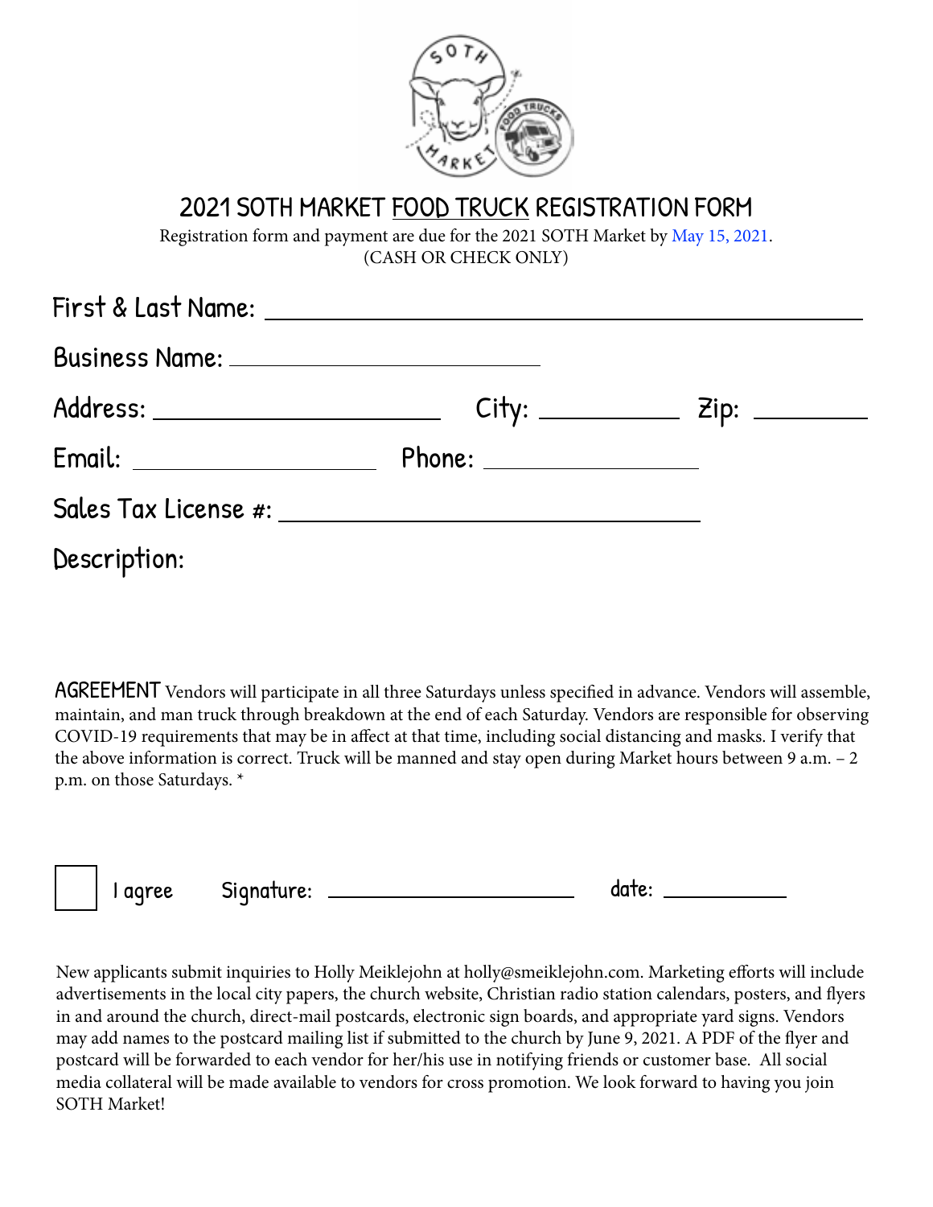# 2021 SOTH MARKET FOOD TRUCK REGISTRATION FORM

Registration form and payment are due for the 2021 SOTH Market by May 15, 2021.
(CASH OR CHECK ONLY)

First & Last Name: ______________________________

Business Name: ______________________________

Address: ______________________________ City: ______________ Zip: ____________

Email: ______________________ Phone: ______________________

Sales Tax License #: ______________________________

Description:

**AGREEMENT** Vendors will participate in all three Saturdays unless specified in advance. Vendors will assemble, maintain, and man truck through breakdown at the end of each Saturday. Vendors are responsible for observing COVID-19 requirements that may be in affect at that time, including social distancing and masks. I verify that the above information is correct. Truck will be manned and stay open during Market hours between 9 a.m. – 2 p.m. on those Saturdays. *

☐ I agree Signature: ______________________ date: ____________

New applicants submit inquiries to Holly Meiklejohn at holly@smeiklejohn.com. Marketing efforts will include advertisements in the local city papers, the church website, Christian radio station calendars, posters, and flyers in and around the church, direct-mail postcards, electronic sign boards, and appropriate yard signs. Vendors may add names to the postcard mailing list if submitted to the church by June 9, 2021. A PDF of the flyer and postcard will be forwarded to each vendor for her/his use in notifying friends or customer base. All social media collateral will be made available to vendors for cross promotion. We look forward to having you join SOTH Market!